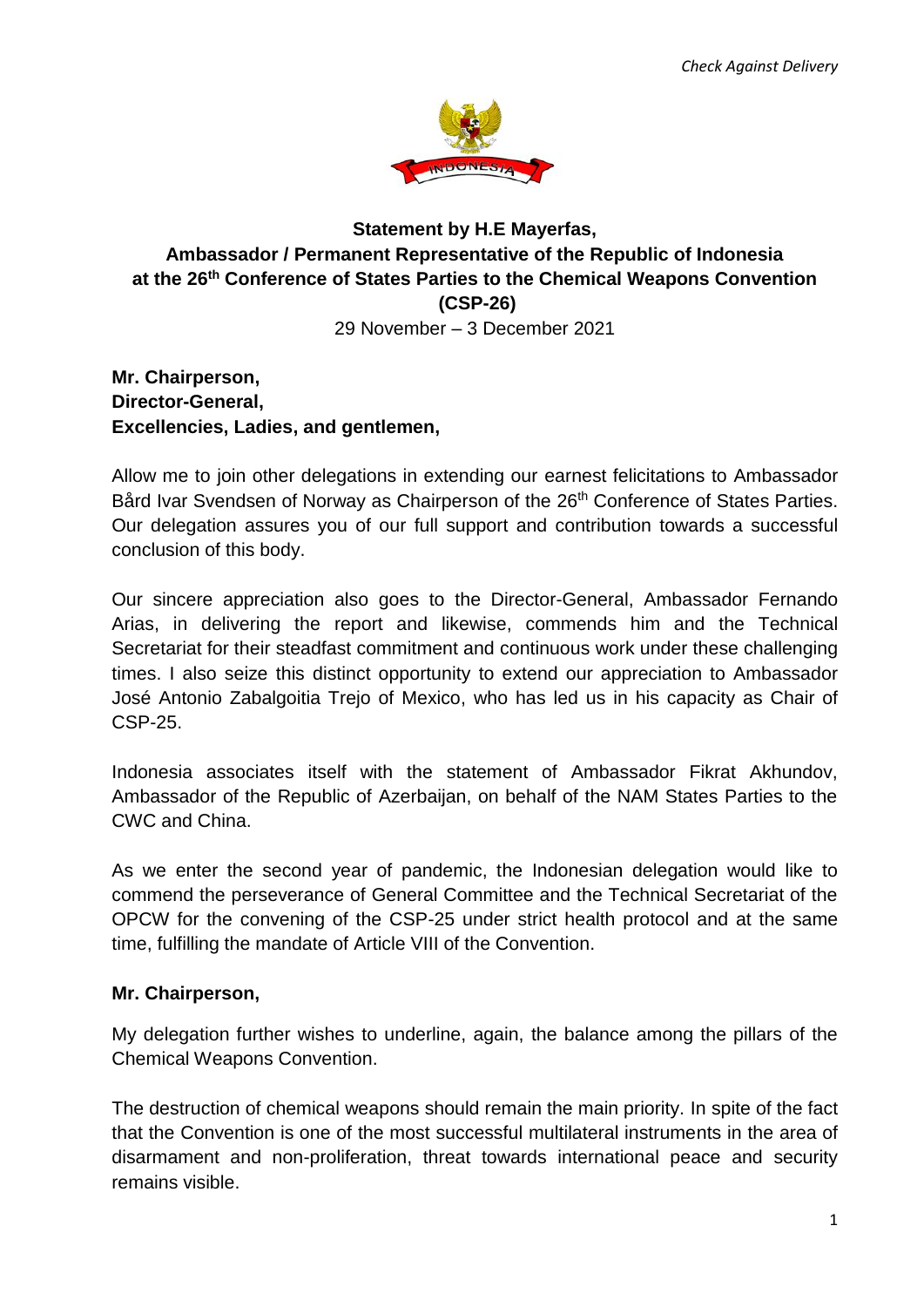*Check Against Delivery*

**Statement by H.E Mayerfas,**
**Ambassador / Permanent Representative of the Republic of Indonesia**
**at the 26th Conference of States Parties to the Chemical Weapons Convention (CSP-26)**
29 November – 3 December 2021

**Mr. Chairperson,**
**Director-General,**
**Excellencies, Ladies, and gentlemen,**

Allow me to join other delegations in extending our earnest felicitations to Ambassador Bård Ivar Svendsen of Norway as Chairperson of the 26th Conference of States Parties. Our delegation assures you of our full support and contribution towards a successful conclusion of this body.

Our sincere appreciation also goes to the Director-General, Ambassador Fernando Arias, in delivering the report and likewise, commends him and the Technical Secretariat for their steadfast commitment and continuous work under these challenging times. I also seize this distinct opportunity to extend our appreciation to Ambassador José Antonio Zabalgoitia Trejo of Mexico, who has led us in his capacity as Chair of CSP-25.

Indonesia associates itself with the statement of Ambassador Fikrat Akhundov, Ambassador of the Republic of Azerbaijan, on behalf of the NAM States Parties to the CWC and China.

As we enter the second year of pandemic, the Indonesian delegation would like to commend the perseverance of General Committee and the Technical Secretariat of the OPCW for the convening of the CSP-25 under strict health protocol and at the same time, fulfilling the mandate of Article VIII of the Convention.

**Mr. Chairperson,**

My delegation further wishes to underline, again, the balance among the pillars of the Chemical Weapons Convention.

The destruction of chemical weapons should remain the main priority. In spite of the fact that the Convention is one of the most successful multilateral instruments in the area of disarmament and non-proliferation, threat towards international peace and security remains visible.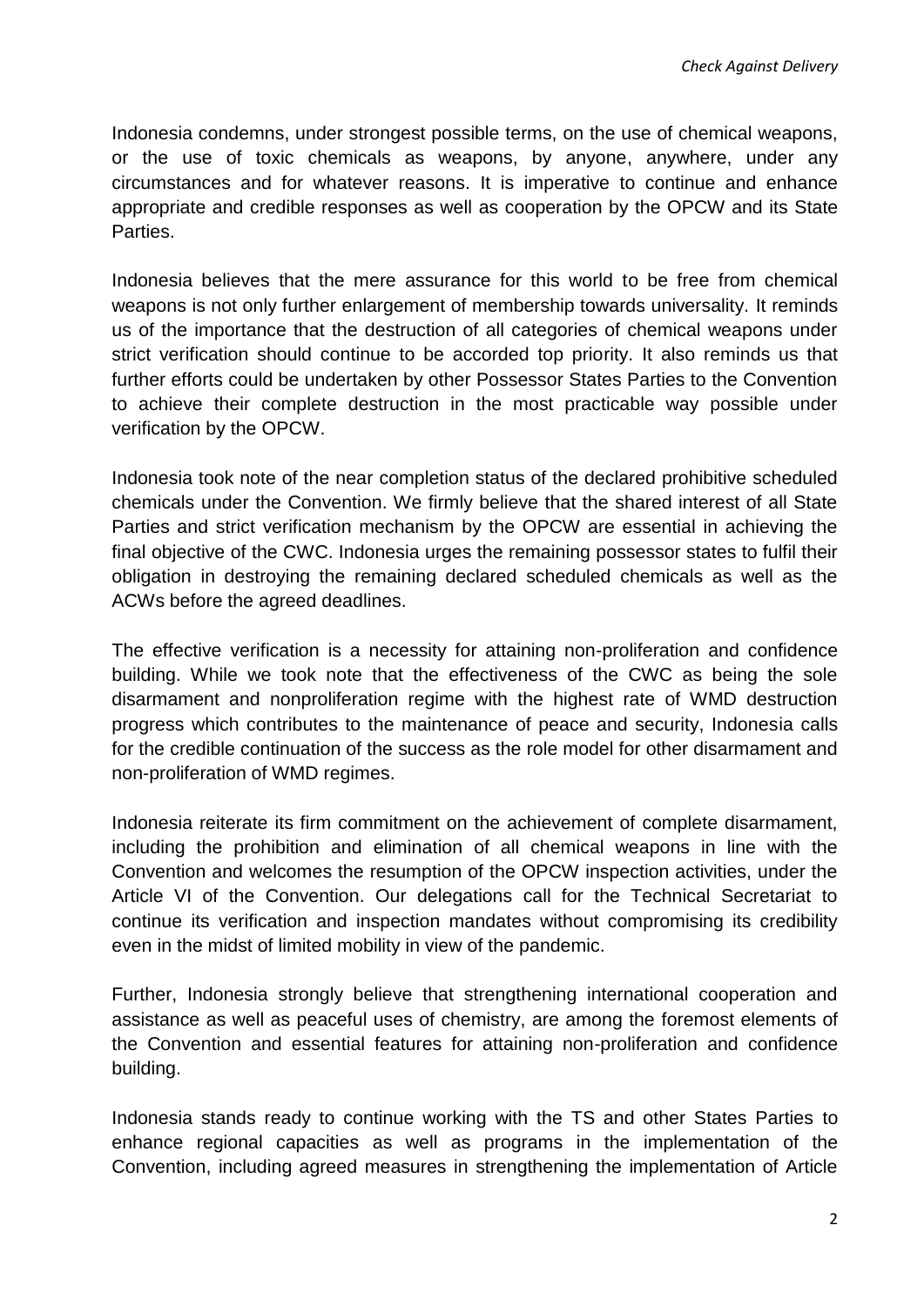Indonesia condemns, under strongest possible terms, on the use of chemical weapons, or the use of toxic chemicals as weapons, by anyone, anywhere, under any circumstances and for whatever reasons. It is imperative to continue and enhance appropriate and credible responses as well as cooperation by the OPCW and its State Parties.

Indonesia believes that the mere assurance for this world to be free from chemical weapons is not only further enlargement of membership towards universality. It reminds us of the importance that the destruction of all categories of chemical weapons under strict verification should continue to be accorded top priority. It also reminds us that further efforts could be undertaken by other Possessor States Parties to the Convention to achieve their complete destruction in the most practicable way possible under verification by the OPCW.

Indonesia took note of the near completion status of the declared prohibitive scheduled chemicals under the Convention. We firmly believe that the shared interest of all State Parties and strict verification mechanism by the OPCW are essential in achieving the final objective of the CWC. Indonesia urges the remaining possessor states to fulfil their obligation in destroying the remaining declared scheduled chemicals as well as the ACWs before the agreed deadlines.

The effective verification is a necessity for attaining non-proliferation and confidence building. While we took note that the effectiveness of the CWC as being the sole disarmament and nonproliferation regime with the highest rate of WMD destruction progress which contributes to the maintenance of peace and security, Indonesia calls for the credible continuation of the success as the role model for other disarmament and non-proliferation of WMD regimes.

Indonesia reiterate its firm commitment on the achievement of complete disarmament, including the prohibition and elimination of all chemical weapons in line with the Convention and welcomes the resumption of the OPCW inspection activities, under the Article VI of the Convention. Our delegations call for the Technical Secretariat to continue its verification and inspection mandates without compromising its credibility even in the midst of limited mobility in view of the pandemic.

Further, Indonesia strongly believe that strengthening international cooperation and assistance as well as peaceful uses of chemistry, are among the foremost elements of the Convention and essential features for attaining non-proliferation and confidence building.

Indonesia stands ready to continue working with the TS and other States Parties to enhance regional capacities as well as programs in the implementation of the Convention, including agreed measures in strengthening the implementation of Article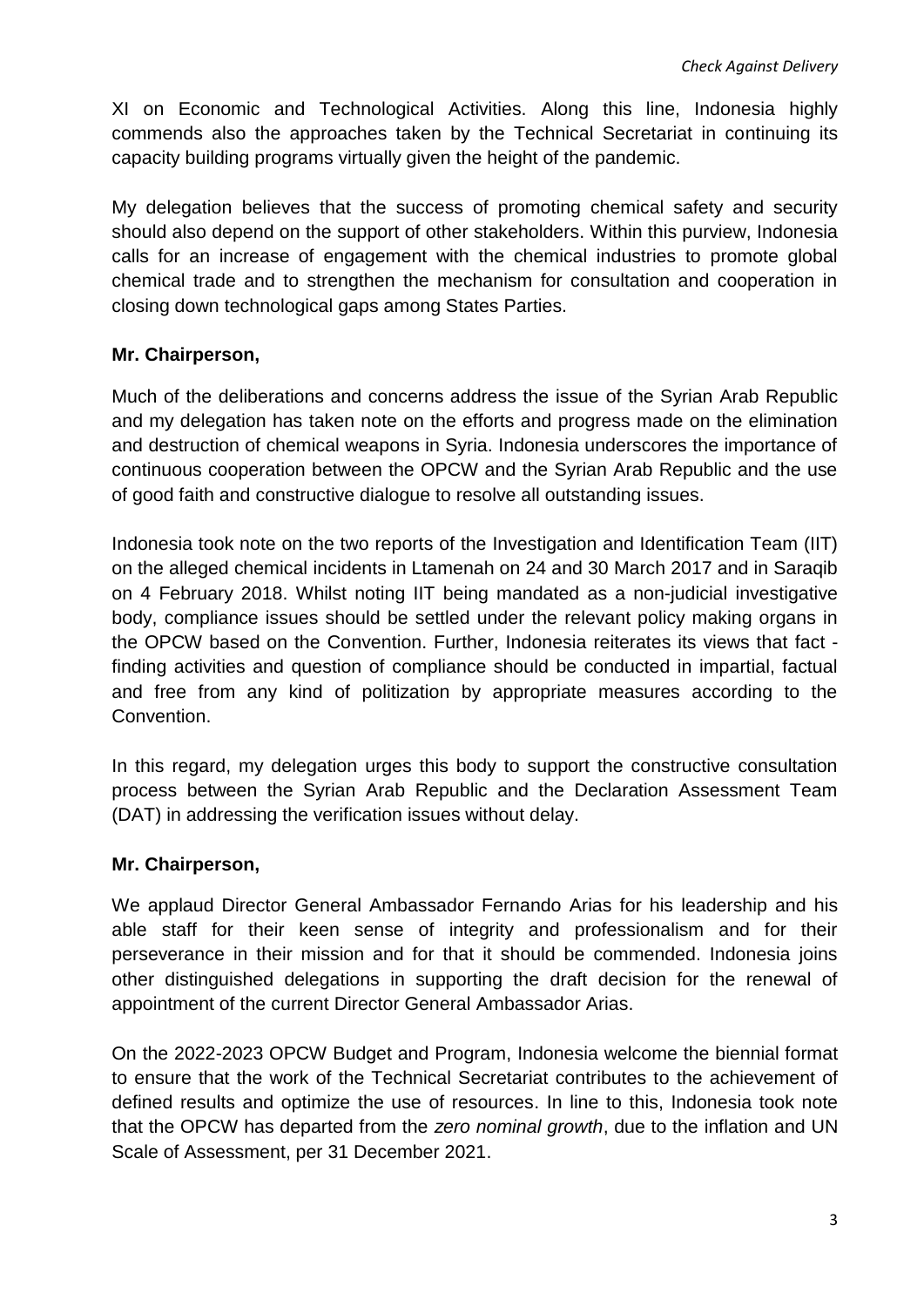XI on Economic and Technological Activities. Along this line, Indonesia highly commends also the approaches taken by the Technical Secretariat in continuing its capacity building programs virtually given the height of the pandemic.

My delegation believes that the success of promoting chemical safety and security should also depend on the support of other stakeholders. Within this purview, Indonesia calls for an increase of engagement with the chemical industries to promote global chemical trade and to strengthen the mechanism for consultation and cooperation in closing down technological gaps among States Parties.

**Mr. Chairperson,**

Much of the deliberations and concerns address the issue of the Syrian Arab Republic and my delegation has taken note on the efforts and progress made on the elimination and destruction of chemical weapons in Syria. Indonesia underscores the importance of continuous cooperation between the OPCW and the Syrian Arab Republic and the use of good faith and constructive dialogue to resolve all outstanding issues.

Indonesia took note on the two reports of the Investigation and Identification Team (IIT) on the alleged chemical incidents in Ltamenah on 24 and 30 March 2017 and in Saraqib on 4 February 2018. Whilst noting IIT being mandated as a non-judicial investigative body, compliance issues should be settled under the relevant policy making organs in the OPCW based on the Convention. Further, Indonesia reiterates its views that fact - finding activities and question of compliance should be conducted in impartial, factual and free from any kind of politization by appropriate measures according to the Convention.

In this regard, my delegation urges this body to support the constructive consultation process between the Syrian Arab Republic and the Declaration Assessment Team (DAT) in addressing the verification issues without delay.

**Mr. Chairperson,**

We applaud Director General Ambassador Fernando Arias for his leadership and his able staff for their keen sense of integrity and professionalism and for their perseverance in their mission and for that it should be commended. Indonesia joins other distinguished delegations in supporting the draft decision for the renewal of appointment of the current Director General Ambassador Arias.

On the 2022-2023 OPCW Budget and Program, Indonesia welcome the biennial format to ensure that the work of the Technical Secretariat contributes to the achievement of defined results and optimize the use of resources. In line to this, Indonesia took note that the OPCW has departed from the *zero nominal growth*, due to the inflation and UN Scale of Assessment, per 31 December 2021.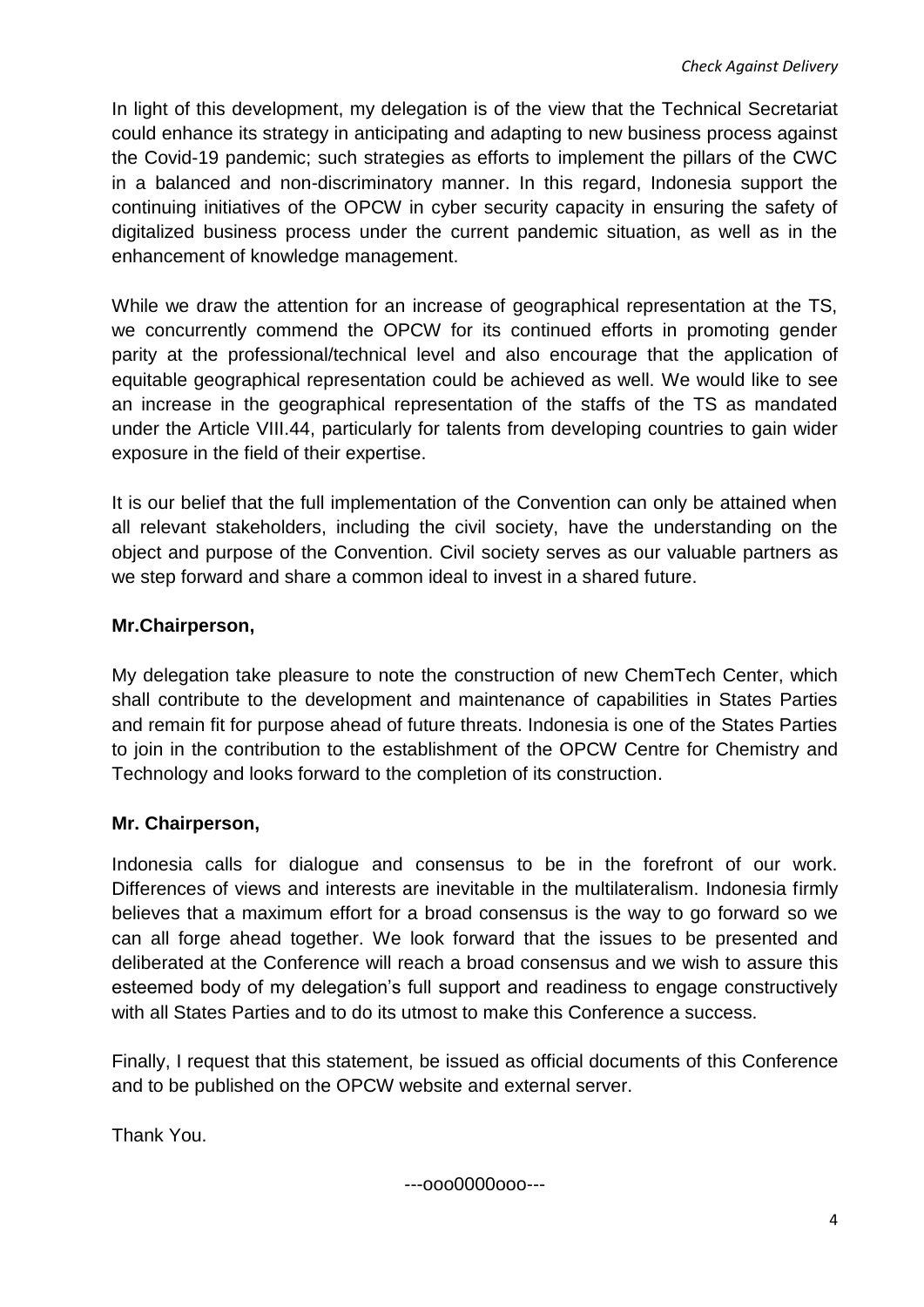*Check Against Delivery*

In light of this development, my delegation is of the view that the Technical Secretariat could enhance its strategy in anticipating and adapting to new business process against the Covid-19 pandemic; such strategies as efforts to implement the pillars of the CWC in a balanced and non-discriminatory manner. In this regard, Indonesia support the continuing initiatives of the OPCW in cyber security capacity in ensuring the safety of digitalized business process under the current pandemic situation, as well as in the enhancement of knowledge management.

While we draw the attention for an increase of geographical representation at the TS, we concurrently commend the OPCW for its continued efforts in promoting gender parity at the professional/technical level and also encourage that the application of equitable geographical representation could be achieved as well. We would like to see an increase in the geographical representation of the staffs of the TS as mandated under the Article VIII.44, particularly for talents from developing countries to gain wider exposure in the field of their expertise.

It is our belief that the full implementation of the Convention can only be attained when all relevant stakeholders, including the civil society, have the understanding on the object and purpose of the Convention. Civil society serves as our valuable partners as we step forward and share a common ideal to invest in a shared future.

**Mr.Chairperson,**

My delegation take pleasure to note the construction of new ChemTech Center, which shall contribute to the development and maintenance of capabilities in States Parties and remain fit for purpose ahead of future threats. Indonesia is one of the States Parties to join in the contribution to the establishment of the OPCW Centre for Chemistry and Technology and looks forward to the completion of its construction.

**Mr. Chairperson,**

Indonesia calls for dialogue and consensus to be in the forefront of our work. Differences of views and interests are inevitable in the multilateralism. Indonesia firmly believes that a maximum effort for a broad consensus is the way to go forward so we can all forge ahead together. We look forward that the issues to be presented and deliberated at the Conference will reach a broad consensus and we wish to assure this esteemed body of my delegation's full support and readiness to engage constructively with all States Parties and to do its utmost to make this Conference a success.

Finally, I request that this statement, be issued as official documents of this Conference and to be published on the OPCW website and external server.

Thank You.

---ooo0000ooo---